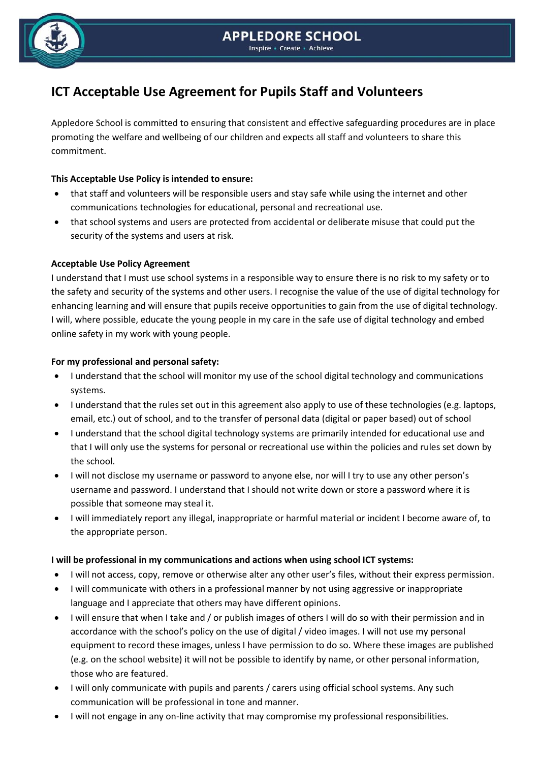# APPLEDORE SCHOOL

Inspire • Create • Achieve

## ICT Acceptable Use Agreement for Pupils Staff and Volunteers

Appledore School is committed to ensuring that consistent and effective safeguarding procedures are in place promoting the welfare and wellbeing of our children and expects all staff and volunteers to share this commitment.

**This Acceptable Use Policy is intended to ensure:**

- that staff and volunteers will be responsible users and stay safe while using the internet and other communications technologies for educational, personal and recreational use.
- that school systems and users are protected from accidental or deliberate misuse that could put the security of the systems and users at risk.

**Acceptable Use Policy Agreement**

I understand that I must use school systems in a responsible way to ensure there is no risk to my safety or to the safety and security of the systems and other users. I recognise the value of the use of digital technology for enhancing learning and will ensure that pupils receive opportunities to gain from the use of digital technology. I will, where possible, educate the young people in my care in the safe use of digital technology and embed online safety in my work with young people.

**For my professional and personal safety:**

- I understand that the school will monitor my use of the school digital technology and communications systems.
- I understand that the rules set out in this agreement also apply to use of these technologies (e.g. laptops, email, etc.) out of school, and to the transfer of personal data (digital or paper based) out of school
- I understand that the school digital technology systems are primarily intended for educational use and that I will only use the systems for personal or recreational use within the policies and rules set down by the school.
- I will not disclose my username or password to anyone else, nor will I try to use any other person's username and password. I understand that I should not write down or store a password where it is possible that someone may steal it.
- I will immediately report any illegal, inappropriate or harmful material or incident I become aware of, to the appropriate person.

**I will be professional in my communications and actions when using school ICT systems:**

- I will not access, copy, remove or otherwise alter any other user's files, without their express permission.
- I will communicate with others in a professional manner by not using aggressive or inappropriate language and I appreciate that others may have different opinions.
- I will ensure that when I take and / or publish images of others I will do so with their permission and in accordance with the school's policy on the use of digital / video images. I will not use my personal equipment to record these images, unless I have permission to do so. Where these images are published (e.g. on the school website) it will not be possible to identify by name, or other personal information, those who are featured.
- I will only communicate with pupils and parents / carers using official school systems. Any such communication will be professional in tone and manner.
- I will not engage in any on-line activity that may compromise my professional responsibilities.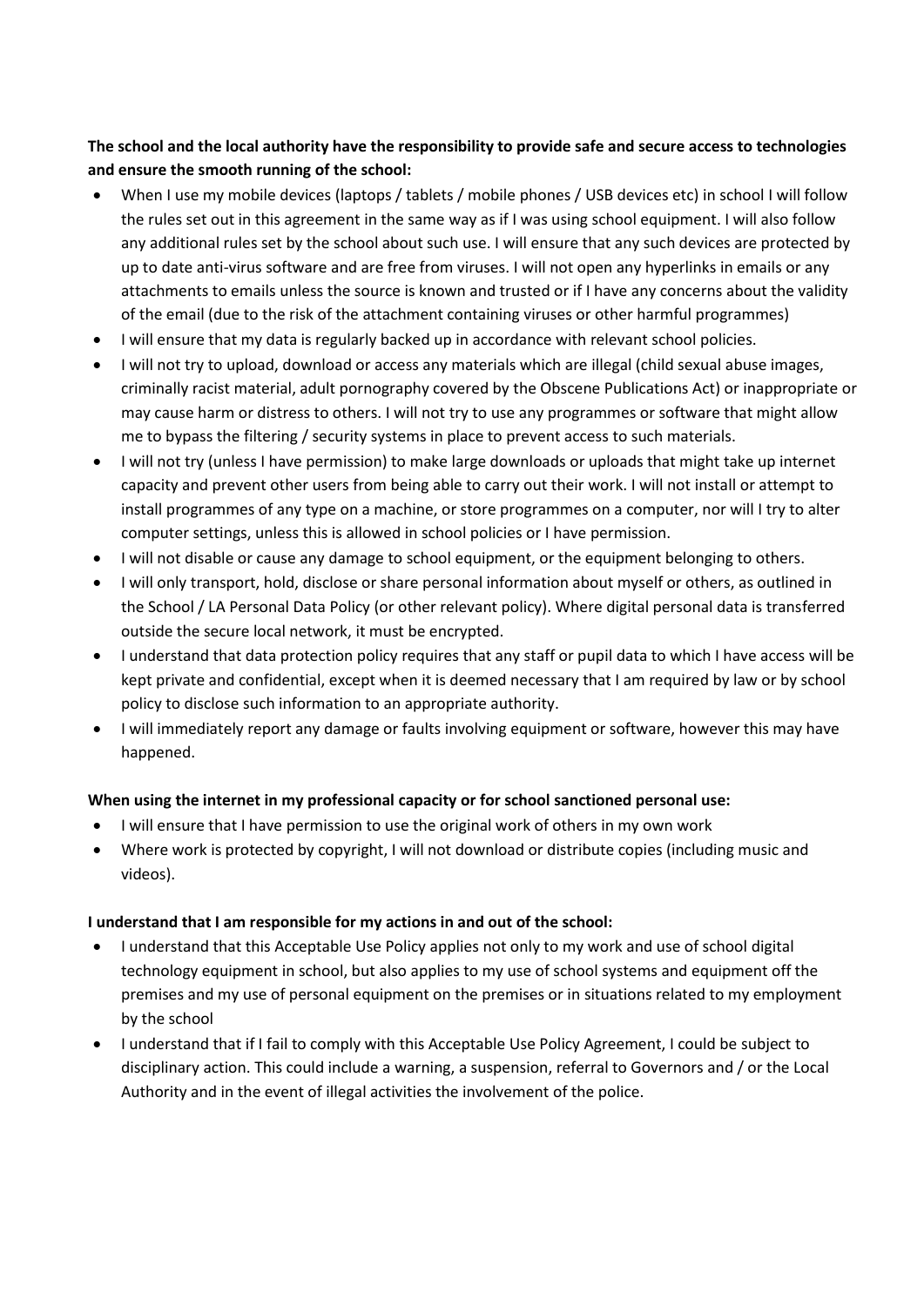**The school and the local authority have the responsibility to provide safe and secure access to technologies and ensure the smooth running of the school:**

- When I use my mobile devices (laptops / tablets / mobile phones / USB devices etc) in school I will follow the rules set out in this agreement in the same way as if I was using school equipment. I will also follow any additional rules set by the school about such use. I will ensure that any such devices are protected by up to date anti-virus software and are free from viruses. I will not open any hyperlinks in emails or any attachments to emails unless the source is known and trusted or if I have any concerns about the validity of the email (due to the risk of the attachment containing viruses or other harmful programmes)
- I will ensure that my data is regularly backed up in accordance with relevant school policies.
- I will not try to upload, download or access any materials which are illegal (child sexual abuse images, criminally racist material, adult pornography covered by the Obscene Publications Act) or inappropriate or may cause harm or distress to others. I will not try to use any programmes or software that might allow me to bypass the filtering / security systems in place to prevent access to such materials.
- I will not try (unless I have permission) to make large downloads or uploads that might take up internet capacity and prevent other users from being able to carry out their work. I will not install or attempt to install programmes of any type on a machine, or store programmes on a computer, nor will I try to alter computer settings, unless this is allowed in school policies or I have permission.
- I will not disable or cause any damage to school equipment, or the equipment belonging to others.
- I will only transport, hold, disclose or share personal information about myself or others, as outlined in the School / LA Personal Data Policy (or other relevant policy). Where digital personal data is transferred outside the secure local network, it must be encrypted.
- I understand that data protection policy requires that any staff or pupil data to which I have access will be kept private and confidential, except when it is deemed necessary that I am required by law or by school policy to disclose such information to an appropriate authority.
- I will immediately report any damage or faults involving equipment or software, however this may have happened.

**When using the internet in my professional capacity or for school sanctioned personal use:**

- I will ensure that I have permission to use the original work of others in my own work
- Where work is protected by copyright, I will not download or distribute copies (including music and videos).

**I understand that I am responsible for my actions in and out of the school:**

- I understand that this Acceptable Use Policy applies not only to my work and use of school digital technology equipment in school, but also applies to my use of school systems and equipment off the premises and my use of personal equipment on the premises or in situations related to my employment by the school
- I understand that if I fail to comply with this Acceptable Use Policy Agreement, I could be subject to disciplinary action. This could include a warning, a suspension, referral to Governors and / or the Local Authority and in the event of illegal activities the involvement of the police.